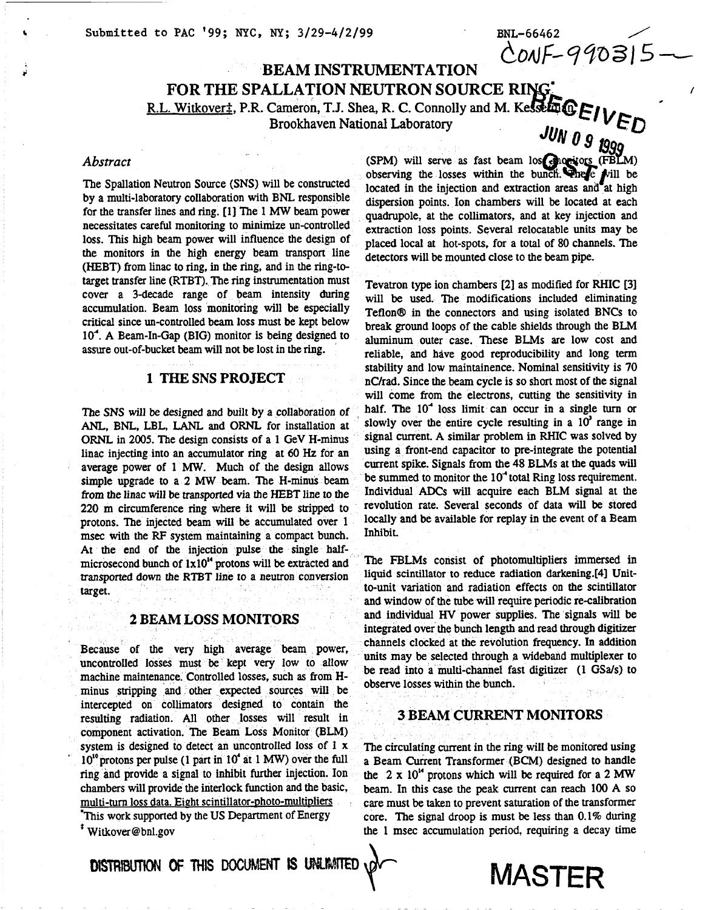Submitted to PAC '99; NYC, NY; 3/29-4/2/99

BNL-66462

CONF-990315--

# BEAM INSTRUMENTATION FOR THE SPALLATION NEUTRON SOURCE RING*

R.L. Witkover‡, P.R. Cameron, T.J. Shea, R. C. Connolly and M. Kesselman
Brookhaven National Laboratory

RECEIVED JUN 09 1999 OSTI

### *Abstract*

The Spallation Neutron Source (SNS) will be constructed by a multi-laboratory collaboration with BNL responsible for the transfer lines and ring. [1] The 1 MW beam power necessitates careful monitoring to minimize un-controlled loss. This high beam power will influence the design of the monitors in the high energy beam transport line (HEBT) from linac to ring, in the ring, and in the ring-to-target transfer line (RTBT). The ring instrumentation must cover a 3-decade range of beam intensity during accumulation. Beam loss monitoring will be especially critical since un-controlled beam loss must be kept below $10^{-4}$. A Beam-In-Gap (BIG) monitor is being designed to assure out-of-bucket beam will not be lost in the ring.

## 1 THE SNS PROJECT

The SNS will be designed and built by a collaboration of ANL, BNL, LBL, LANL and ORNL for installation at ORNL in 2005. The design consists of a 1 GeV H-minus linac injecting into an accumulator ring at 60 Hz for an average power of 1 MW. Much of the design allows simple upgrade to a 2 MW beam. The H-minus beam from the linac will be transported via the HEBT line to the 220 m circumference ring where it will be stripped to protons. The injected beam will be accumulated over 1 msec with the RF system maintaining a compact bunch. At the end of the injection pulse the single half-microsecond bunch of $1 \times 10^{14}$ protons will be extracted and transported down the RTBT line to a neutron conversion target.

## 2 BEAM LOSS MONITORS

Because of the very high average beam power, uncontrolled losses must be kept very low to allow machine maintenance. Controlled losses, such as from H-minus stripping and other expected sources will be intercepted on collimators designed to contain the resulting radiation. All other losses will result in component activation. The Beam Loss Monitor (BLM) system is designed to detect an uncontrolled loss of $1 \times 10^{10}$ protons per pulse (1 part in $10^4$ at 1 MW) over the full ring and provide a signal to inhibit further injection. Ion chambers will provide the interlock function and the basic, multi-turn loss data. Eight scintillator-photo-multipliers (SPM) will serve as fast beam loss monitors (FBLM) observing the losses within the bunch. These will be located in the injection and extraction areas and at high dispersion points. Ion chambers will be located at each quadrupole, at the collimators, and at key injection and extraction loss points. Several relocatable units may be placed local at hot-spots, for a total of 80 channels. The detectors will be mounted close to the beam pipe.

Tevatron type ion chambers [2] as modified for RHIC [3] will be used. The modifications included eliminating Teflon® in the connectors and using isolated BNCs to break ground loops of the cable shields through the BLM aluminum outer case. These BLMs are low cost and reliable, and have good reproducibility and long term stability and low maintainence. Nominal sensitivity is 70 nC/rad. Since the beam cycle is so short most of the signal will come from the electrons, cutting the sensitivity in half. The $10^{-4}$ loss limit can occur in a single turn or slowly over the entire cycle resulting in a $10^3$ range in signal current. A similar problem in RHIC was solved by using a front-end capacitor to pre-integrate the potential current spike. Signals from the 48 BLMs at the quads will be summed to monitor the $10^{-4}$ total Ring loss requirement. Individual ADCs will acquire each BLM signal at the revolution rate. Several seconds of data will be stored locally and be available for replay in the event of a Beam Inhibit.

The FBLMs consist of photomultipliers immersed in liquid scintillator to reduce radiation darkening.[4] Unit-to-unit variation and radiation effects on the scintillator and window of the tube will require periodic re-calibration and individual HV power supplies. The signals will be integrated over the bunch length and read through digitizer channels clocked at the revolution frequency. In addition units may be selected through a wideband multiplexer to be read into a multi-channel fast digitizer (1 GSa/s) to observe losses within the bunch.

## 3 BEAM CURRENT MONITORS

The circulating current in the ring will be monitored using a Beam Current Transformer (BCM) designed to handle the $2 \times 10^{14}$ protons which will be required for a 2 MW beam. In this case the peak current can reach 100 A so care must be taken to prevent saturation of the transformer core. The signal droop is must be less than 0.1% during the 1 msec accumulation period, requiring a decay time

*This work supported by the US Department of Energy

‡ Witkover@bnl.gov

DISTRIBUTION OF THIS DOCUMENT IS UNLIMITED

MASTER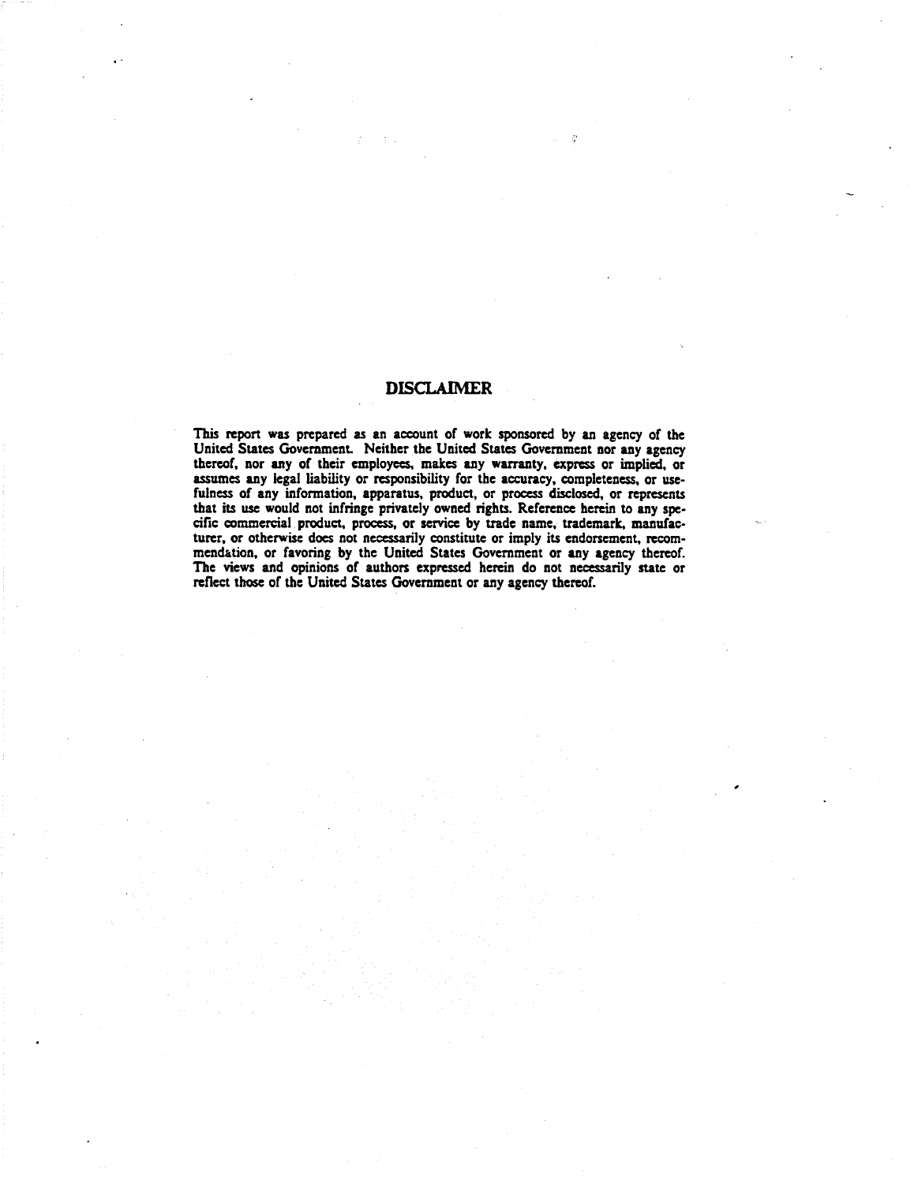## DISCLAIMER

This report was prepared as an account of work sponsored by an agency of the United States Government. Neither the United States Government nor any agency thereof, nor any of their employees, makes any warranty, express or implied, or assumes any legal liability or responsibility for the accuracy, completeness, or usefulness of any information, apparatus, product, or process disclosed, or represents that its use would not infringe privately owned rights. Reference herein to any specific commercial product, process, or service by trade name, trademark, manufacturer, or otherwise does not necessarily constitute or imply its endorsement, recommendation, or favoring by the United States Government or any agency thereof. The views and opinions of authors expressed herein do not necessarily state or reflect those of the United States Government or any agency thereof.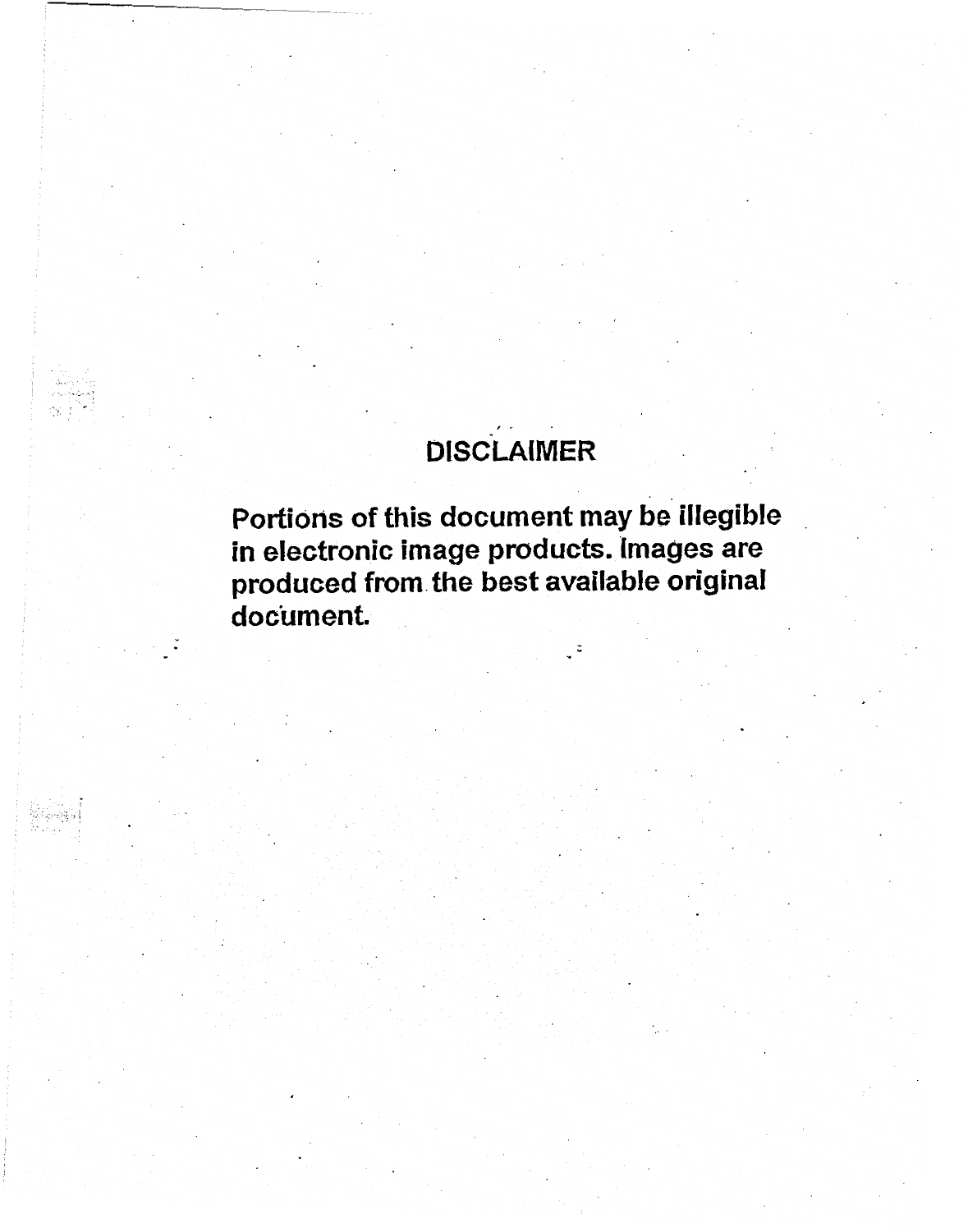# DISCLAIMER

**Portions of this document may be illegible in electronic image products. Images are produced from the best available original document.**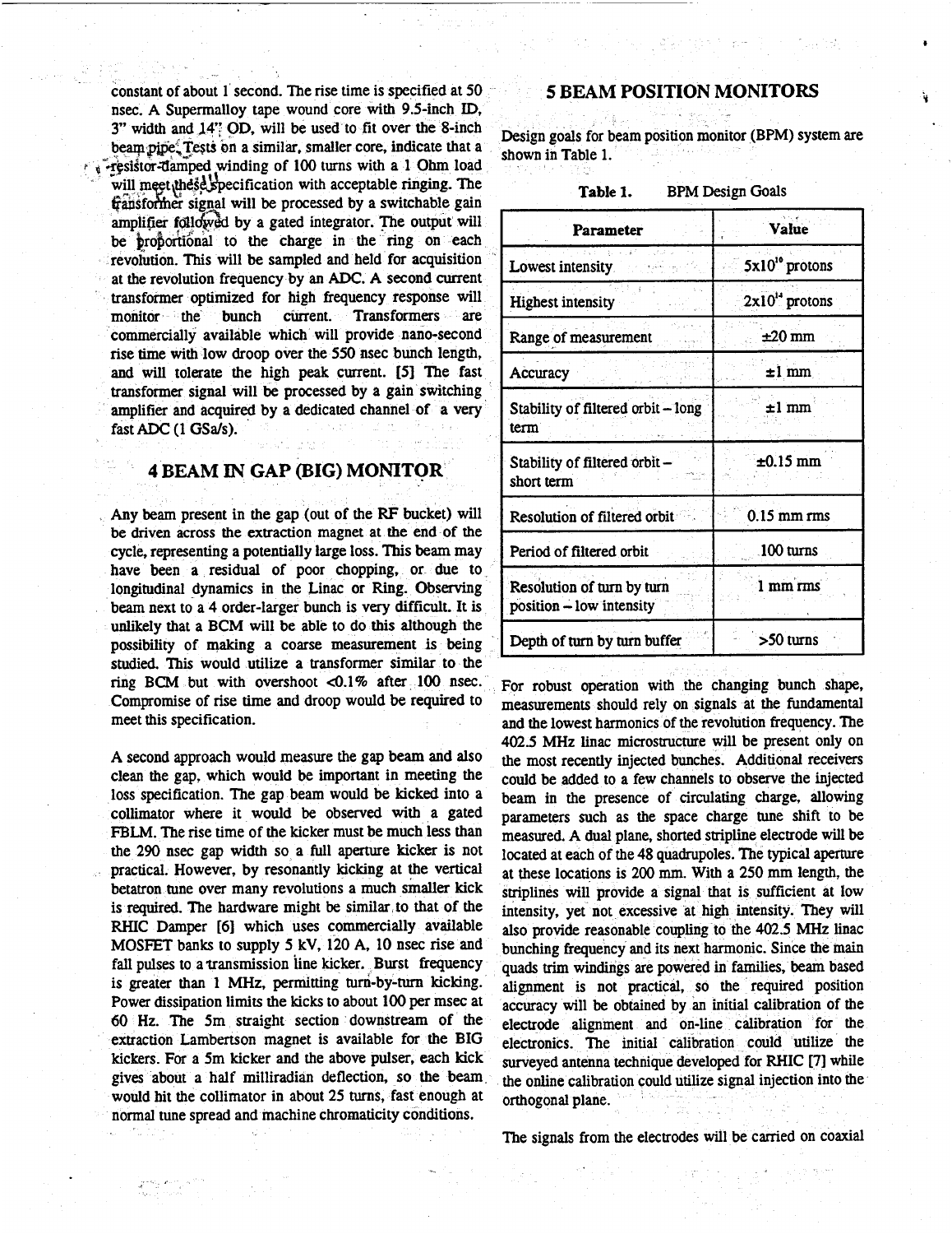constant of about 1 second. The rise time is specified at 50 nsec. A Supermalloy tape wound core with 9.5-inch ID, 3" width and 14" OD, will be used to fit over the 8-inch beam pipe. Tests on a similar, smaller core, indicate that a resistor-damped winding of 100 turns with a 1 Ohm load will meet these specification with acceptable ringing. The transformer signal will be processed by a switchable gain amplifier followed by a gated integrator. The output will be proportional to the charge in the ring on each revolution. This will be sampled and held for acquisition at the revolution frequency by an ADC. A second current transformer optimized for high frequency response will monitor the bunch current. Transformers are commercially available which will provide nano-second rise time with low droop over the 550 nsec bunch length, and will tolerate the high peak current. [5] The fast transformer signal will be processed by a gain switching amplifier and acquired by a dedicated channel of a very fast ADC (1 GSa/s).

## 4 BEAM IN GAP (BIG) MONITOR

Any beam present in the gap (out of the RF bucket) will be driven across the extraction magnet at the end of the cycle, representing a potentially large loss. This beam may have been a residual of poor chopping, or due to longitudinal dynamics in the Linac or Ring. Observing beam next to a 4 order-larger bunch is very difficult. It is unlikely that a BCM will be able to do this although the possibility of making a coarse measurement is being studied. This would utilize a transformer similar to the ring BCM but with overshoot <0.1% after 100 nsec. Compromise of rise time and droop would be required to meet this specification.

A second approach would measure the gap beam and also clean the gap, which would be important in meeting the loss specification. The gap beam would be kicked into a collimator where it would be observed with a gated FBLM. The rise time of the kicker must be much less than the 290 nsec gap width so a full aperture kicker is not practical. However, by resonantly kicking at the vertical betatron tune over many revolutions a much smaller kick is required. The hardware might be similar to that of the RHIC Damper [6] which uses commercially available MOSFET banks to supply 5 kV, 120 A, 10 nsec rise and fall pulses to a transmission line kicker. Burst frequency is greater than 1 MHz, permitting turn-by-turn kicking. Power dissipation limits the kicks to about 100 per msec at 60 Hz. The 5m straight section downstream of the extraction Lambertson magnet is available for the BIG kickers. For a 5m kicker and the above pulser, each kick gives about a half milliradian deflection, so the beam would hit the collimator in about 25 turns, fast enough at normal tune spread and machine chromaticity conditions.

## 5 BEAM POSITION MONITORS

Design goals for beam position monitor (BPM) system are shown in Table 1.

**Table 1.** BPM Design Goals

| Parameter | Value |
|---|---|
| Lowest intensity | $5\times10^{10}$ protons |
| Highest intensity | $2\times10^{14}$ protons |
| Range of measurement | ±20 mm |
| Accuracy | ±1 mm |
| Stability of filtered orbit – long term | ±1 mm |
| Stability of filtered orbit – short term | ±0.15 mm |
| Resolution of filtered orbit | 0.15 mm rms |
| Period of filtered orbit | 100 turns |
| Resolution of turn by turn position – low intensity | 1 mm rms |
| Depth of turn by turn buffer | >50 turns |

For robust operation with the changing bunch shape, measurements should rely on signals at the fundamental and the lowest harmonics of the revolution frequency. The 402.5 MHz linac microstructure will be present only on the most recently injected bunches. Additional receivers could be added to a few channels to observe the injected beam in the presence of circulating charge, allowing parameters such as the space charge tune shift to be measured. A dual plane, shorted stripline electrode will be located at each of the 48 quadrupoles. The typical aperture at these locations is 200 mm. With a 250 mm length, the striplines will provide a signal that is sufficient at low intensity, yet not excessive at high intensity. They will also provide reasonable coupling to the 402.5 MHz linac bunching frequency and its next harmonic. Since the main quads trim windings are powered in families, beam based alignment is not practical, so the required position accuracy will be obtained by an initial calibration of the electrode alignment and on-line calibration for the electronics. The initial calibration could utilize the surveyed antenna technique developed for RHIC [7] while the online calibration could utilize signal injection into the orthogonal plane.

The signals from the electrodes will be carried on coaxial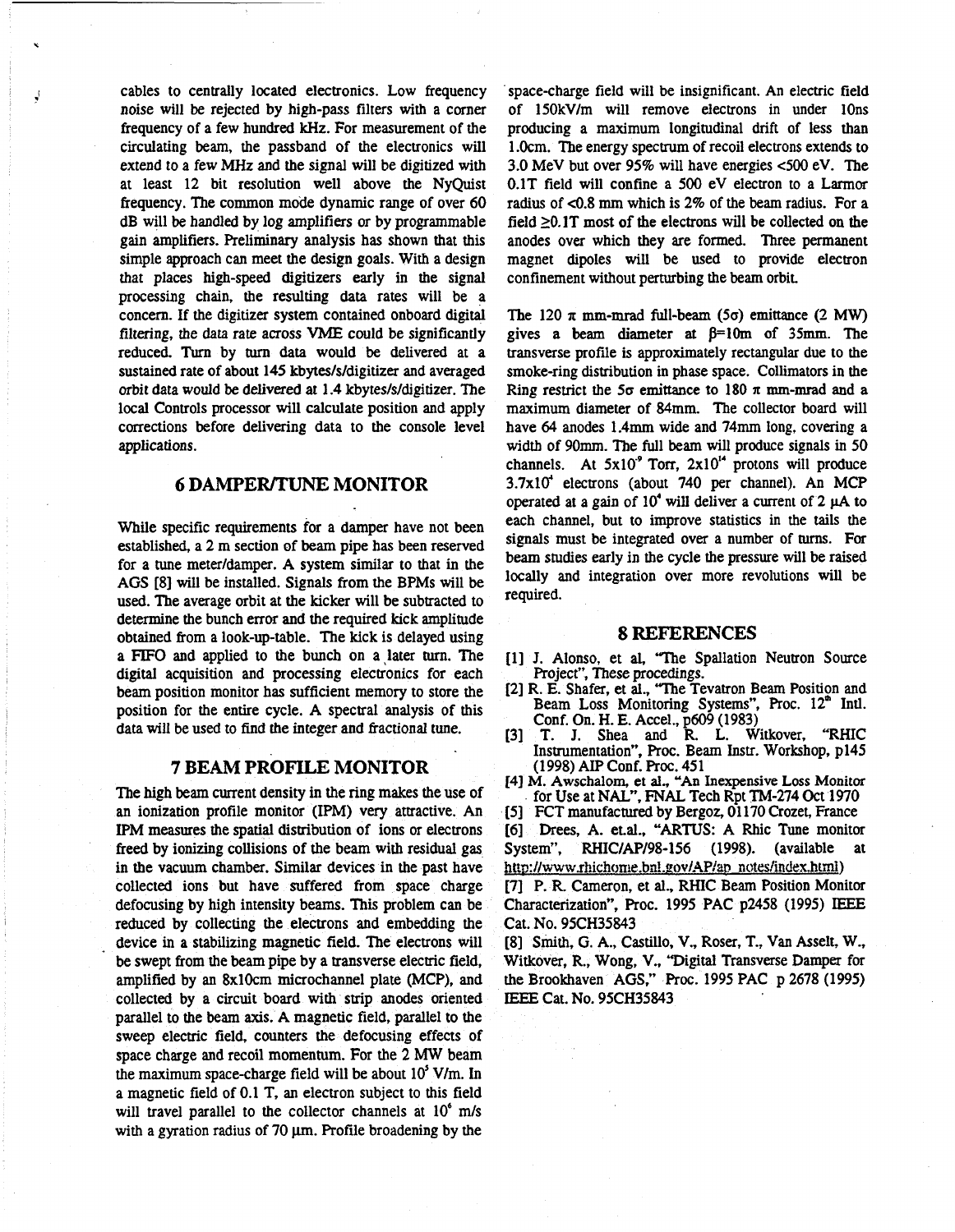cables to centrally located electronics. Low frequency noise will be rejected by high-pass filters with a corner frequency of a few hundred kHz. For measurement of the circulating beam, the passband of the electronics will extend to a few MHz and the signal will be digitized with at least 12 bit resolution well above the NyQuist frequency. The common mode dynamic range of over 60 dB will be handled by log amplifiers or by programmable gain amplifiers. Preliminary analysis has shown that this simple approach can meet the design goals. With a design that places high-speed digitizers early in the signal processing chain, the resulting data rates will be a concern. If the digitizer system contained onboard digital filtering, the data rate across VME could be significantly reduced. Turn by turn data would be delivered at a sustained rate of about 145 kbytes/s/digitizer and averaged orbit data would be delivered at 1.4 kbytes/s/digitizer. The local Controls processor will calculate position and apply corrections before delivering data to the console level applications.

## 6 DAMPER/TUNE MONITOR

While specific requirements for a damper have not been established, a 2 m section of beam pipe has been reserved for a tune meter/damper. A system similar to that in the AGS [8] will be installed. Signals from the BPMs will be used. The average orbit at the kicker will be subtracted to determine the bunch error and the required kick amplitude obtained from a look-up-table. The kick is delayed using a FIFO and applied to the bunch on a later turn. The digital acquisition and processing electronics for each beam position monitor has sufficient memory to store the position for the entire cycle. A spectral analysis of this data will be used to find the integer and fractional tune.

## 7 BEAM PROFILE MONITOR

The high beam current density in the ring makes the use of an ionization profile monitor (IPM) very attractive. An IPM measures the spatial distribution of ions or electrons freed by ionizing collisions of the beam with residual gas in the vacuum chamber. Similar devices in the past have collected ions but have suffered from space charge defocusing by high intensity beams. This problem can be reduced by collecting the electrons and embedding the device in a stabilizing magnetic field. The electrons will be swept from the beam pipe by a transverse electric field, amplified by an 8x10cm microchannel plate (MCP), and collected by a circuit board with strip anodes oriented parallel to the beam axis. A magnetic field, parallel to the sweep electric field, counters the defocusing effects of space charge and recoil momentum. For the 2 MW beam the maximum space-charge field will be about $10^5$ V/m. In a magnetic field of 0.1 T, an electron subject to this field will travel parallel to the collector channels at $10^6$ m/s with a gyration radius of 70 µm. Profile broadening by the space-charge field will be insignificant. An electric field of 150kV/m will remove electrons in under 10ns producing a maximum longitudinal drift of less than 1.0cm. The energy spectrum of recoil electrons extends to 3.0 MeV but over 95% will have energies <500 eV. The 0.1T field will confine a 500 eV electron to a Larmor radius of <0.8 mm which is 2% of the beam radius. For a field ≥0.1T most of the electrons will be collected on the anodes over which they are formed. Three permanent magnet dipoles will be used to provide electron confinement without perturbing the beam orbit.

The 120 $\pi$ mm-mrad full-beam (5σ) emittance (2 MW) gives a beam diameter at $\beta$=10m of 35mm. The transverse profile is approximately rectangular due to the smoke-ring distribution in phase space. Collimators in the Ring restrict the 5σ emittance to 180 $\pi$ mm-mrad and a maximum diameter of 84mm. The collector board will have 64 anodes 1.4mm wide and 74mm long, covering a width of 90mm. The full beam will produce signals in 50 channels. At $5\times10^{-9}$ Torr, $2\times10^{14}$ protons will produce $3.7\times10^4$ electrons (about 740 per channel). An MCP operated at a gain of $10^4$ will deliver a current of 2 µA to each channel, but to improve statistics in the tails the signals must be integrated over a number of turns. For beam studies early in the cycle the pressure will be raised locally and integration over more revolutions will be required.

## 8 REFERENCES

[1] J. Alonso, et al, "The Spallation Neutron Source Project", These proceedings.

[2] R. E. Shafer, et al., "The Tevatron Beam Position and Beam Loss Monitoring Systems", Proc. 12th Intl. Conf. On. H. E. Accel., p609 (1983)

[3] T. J. Shea and R. L. Witkover, "RHIC Instrumentation", Proc. Beam Instr. Workshop, p145 (1998) AIP Conf. Proc. 451

[4] M. Awschalom, et al., "An Inexpensive Loss Monitor for Use at NAL", FNAL Tech Rpt TM-274 Oct 1970

[5] FCT manufactured by Bergoz, 01170 Crozet, France

[6] Drees, A. et.al., "ARTUS: A Rhic Tune monitor System", RHIC/AP/98-156 (1998). (available at http://www.rhichome.bnl.gov/AP/ap_notes/index.html)

[7] P. R. Cameron, et al., RHIC Beam Position Monitor Characterization", Proc. 1995 PAC p2458 (1995) IEEE Cat. No. 95CH35843

[8] Smith, G. A., Castillo, V., Roser, T., Van Asselt, W., Witkover, R., Wong, V., "Digital Transverse Damper for the Brookhaven AGS," Proc. 1995 PAC p 2678 (1995) IEEE Cat. No. 95CH35843